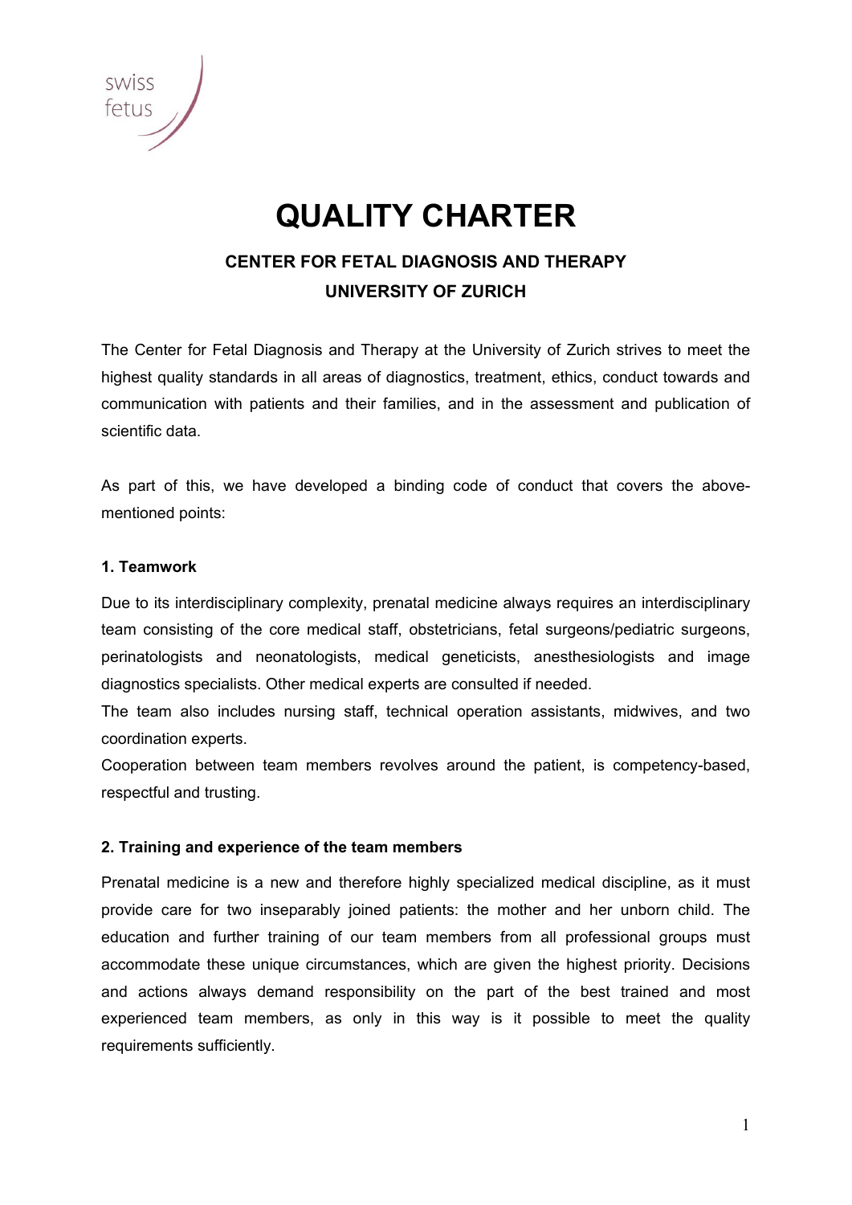# QUALITY CHARTER

## CENTER FOR FETAL DIAGNOSIS AND THERAPY
## UNIVERSITY OF ZURICH

The Center for Fetal Diagnosis and Therapy at the University of Zurich strives to meet the highest quality standards in all areas of diagnostics, treatment, ethics, conduct towards and communication with patients and their families, and in the assessment and publication of scientific data.

As part of this, we have developed a binding code of conduct that covers the above-mentioned points:

### 1. Teamwork

Due to its interdisciplinary complexity, prenatal medicine always requires an interdisciplinary team consisting of the core medical staff, obstetricians, fetal surgeons/pediatric surgeons, perinatologists and neonatologists, medical geneticists, anesthesiologists and image diagnostics specialists. Other medical experts are consulted if needed.

The team also includes nursing staff, technical operation assistants, midwives, and two coordination experts.

Cooperation between team members revolves around the patient, is competency-based, respectful and trusting.

### 2. Training and experience of the team members

Prenatal medicine is a new and therefore highly specialized medical discipline, as it must provide care for two inseparably joined patients: the mother and her unborn child. The education and further training of our team members from all professional groups must accommodate these unique circumstances, which are given the highest priority. Decisions and actions always demand responsibility on the part of the best trained and most experienced team members, as only in this way is it possible to meet the quality requirements sufficiently.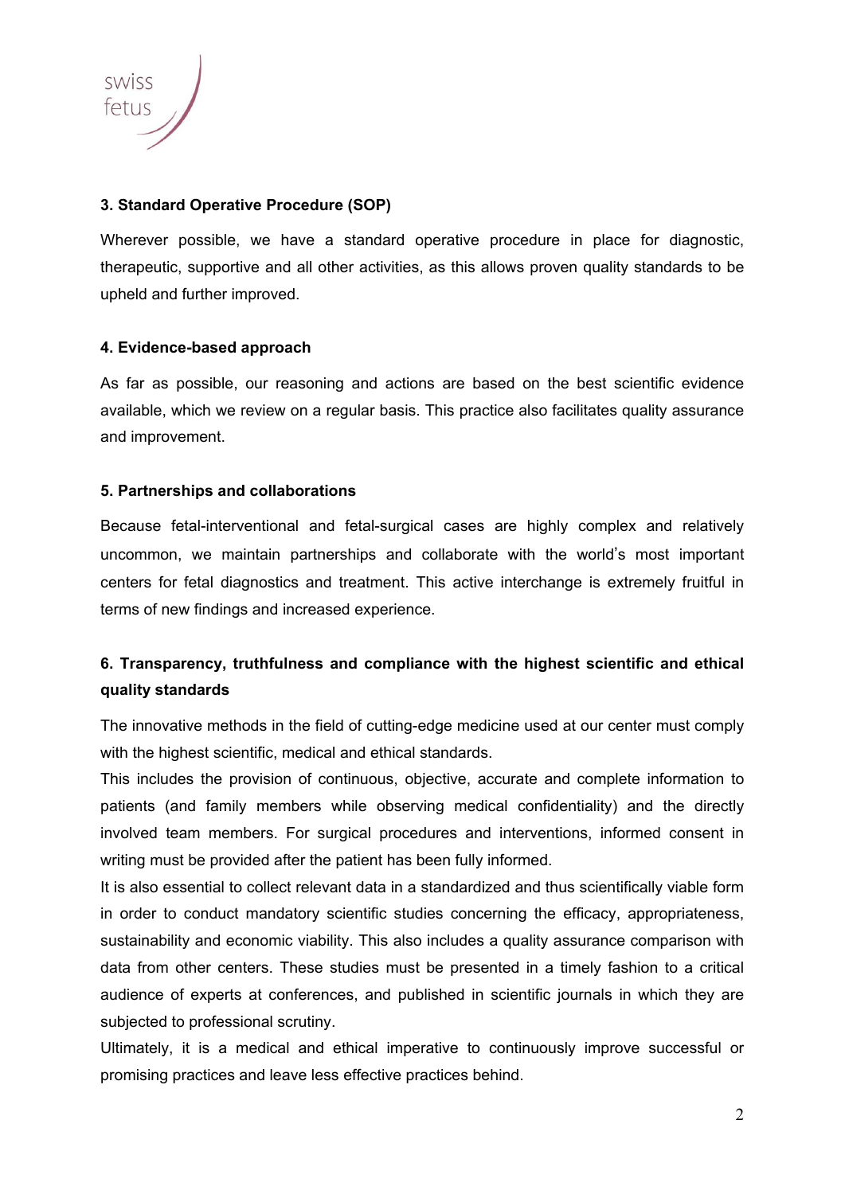### 3. Standard Operative Procedure (SOP)

Wherever possible, we have a standard operative procedure in place for diagnostic, therapeutic, supportive and all other activities, as this allows proven quality standards to be upheld and further improved.

### 4. Evidence-based approach

As far as possible, our reasoning and actions are based on the best scientific evidence available, which we review on a regular basis. This practice also facilitates quality assurance and improvement.

### 5. Partnerships and collaborations

Because fetal-interventional and fetal-surgical cases are highly complex and relatively uncommon, we maintain partnerships and collaborate with the world's most important centers for fetal diagnostics and treatment. This active interchange is extremely fruitful in terms of new findings and increased experience.

### 6. Transparency, truthfulness and compliance with the highest scientific and ethical quality standards

The innovative methods in the field of cutting-edge medicine used at our center must comply with the highest scientific, medical and ethical standards.

This includes the provision of continuous, objective, accurate and complete information to patients (and family members while observing medical confidentiality) and the directly involved team members. For surgical procedures and interventions, informed consent in writing must be provided after the patient has been fully informed.

It is also essential to collect relevant data in a standardized and thus scientifically viable form in order to conduct mandatory scientific studies concerning the efficacy, appropriateness, sustainability and economic viability. This also includes a quality assurance comparison with data from other centers. These studies must be presented in a timely fashion to a critical audience of experts at conferences, and published in scientific journals in which they are subjected to professional scrutiny.

Ultimately, it is a medical and ethical imperative to continuously improve successful or promising practices and leave less effective practices behind.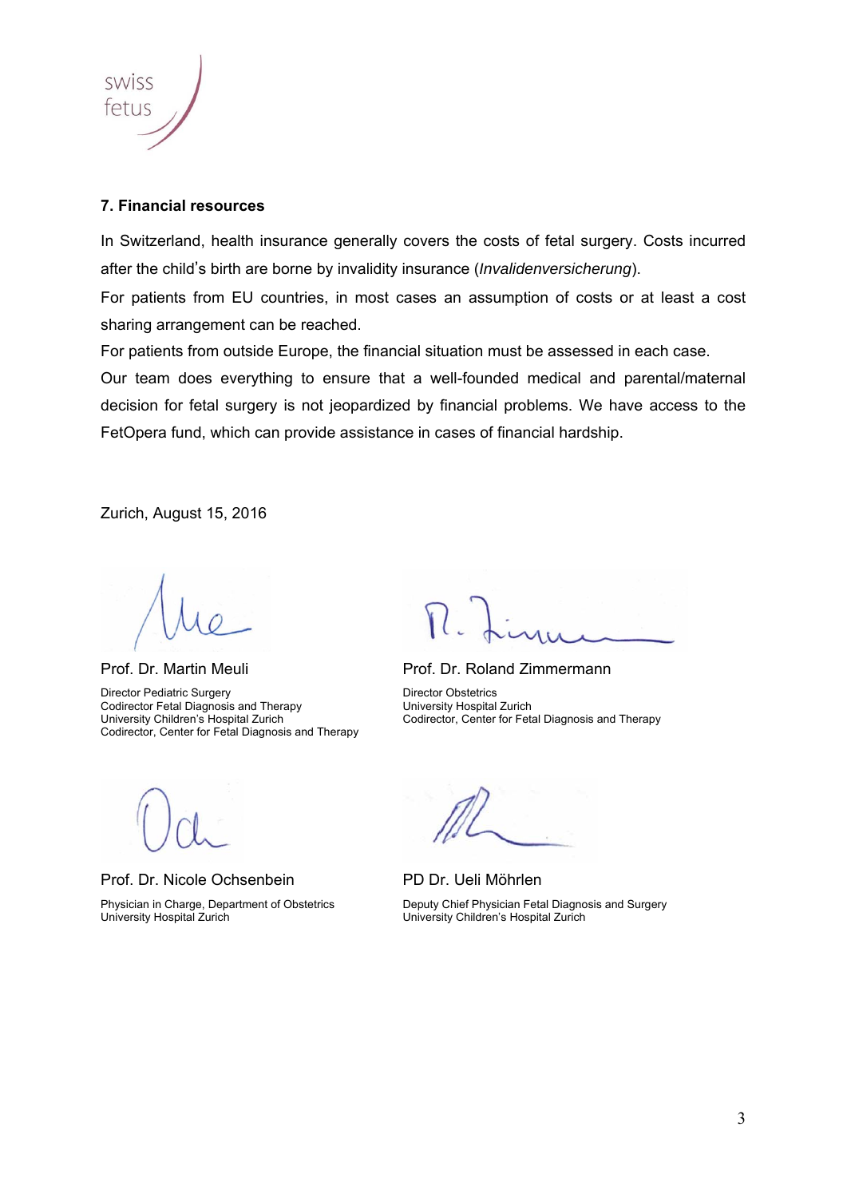swiss
fetus

### 7. Financial resources

In Switzerland, health insurance generally covers the costs of fetal surgery. Costs incurred after the child's birth are borne by invalidity insurance (*Invalidenversicherung*).

For patients from EU countries, in most cases an assumption of costs or at least a cost sharing arrangement can be reached.

For patients from outside Europe, the financial situation must be assessed in each case.

Our team does everything to ensure that a well-founded medical and parental/maternal decision for fetal surgery is not jeopardized by financial problems. We have access to the FetOpera fund, which can provide assistance in cases of financial hardship.

Zurich, August 15, 2016

Prof. Dr. Martin Meuli

Director Pediatric Surgery
Codirector Fetal Diagnosis and Therapy
University Children's Hospital Zurich
Codirector, Center for Fetal Diagnosis and Therapy

Prof. Dr. Roland Zimmermann

Director Obstetrics
University Hospital Zurich
Codirector, Center for Fetal Diagnosis and Therapy

Prof. Dr. Nicole Ochsenbein

Physician in Charge, Department of Obstetrics
University Hospital Zurich

PD Dr. Ueli Möhrlen

Deputy Chief Physician Fetal Diagnosis and Surgery
University Children's Hospital Zurich